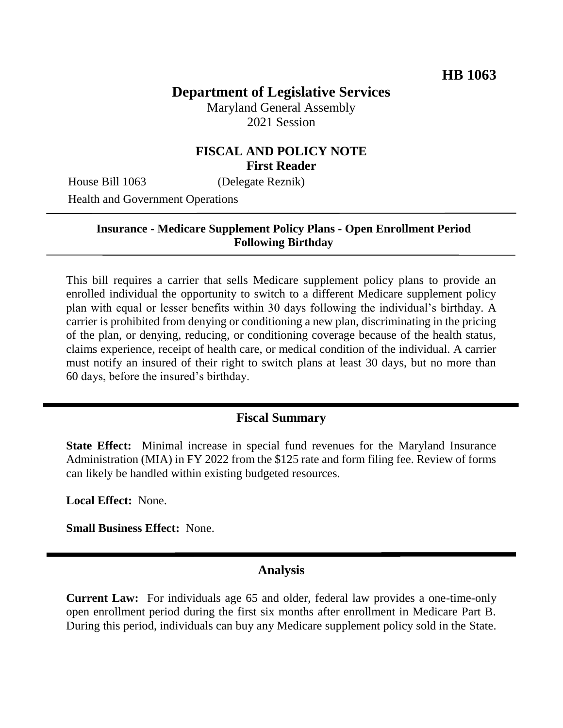**HB 1063**

# Department of Legislative Services

Maryland General Assembly
2021 Session

## FISCAL AND POLICY NOTE
**First Reader**

House Bill 1063 (Delegate Reznik)
Health and Government Operations

---

**Insurance - Medicare Supplement Policy Plans - Open Enrollment Period Following Birthday**

---

This bill requires a carrier that sells Medicare supplement policy plans to provide an enrolled individual the opportunity to switch to a different Medicare supplement policy plan with equal or lesser benefits within 30 days following the individual's birthday. A carrier is prohibited from denying or conditioning a new plan, discriminating in the pricing of the plan, or denying, reducing, or conditioning coverage because of the health status, claims experience, receipt of health care, or medical condition of the individual. A carrier must notify an insured of their right to switch plans at least 30 days, but no more than 60 days, before the insured's birthday.

---

## Fiscal Summary

**State Effect:** Minimal increase in special fund revenues for the Maryland Insurance Administration (MIA) in FY 2022 from the $125 rate and form filing fee. Review of forms can likely be handled within existing budgeted resources.

**Local Effect:** None.

**Small Business Effect:** None.

---

## Analysis

**Current Law:** For individuals age 65 and older, federal law provides a one-time-only open enrollment period during the first six months after enrollment in Medicare Part B. During this period, individuals can buy any Medicare supplement policy sold in the State.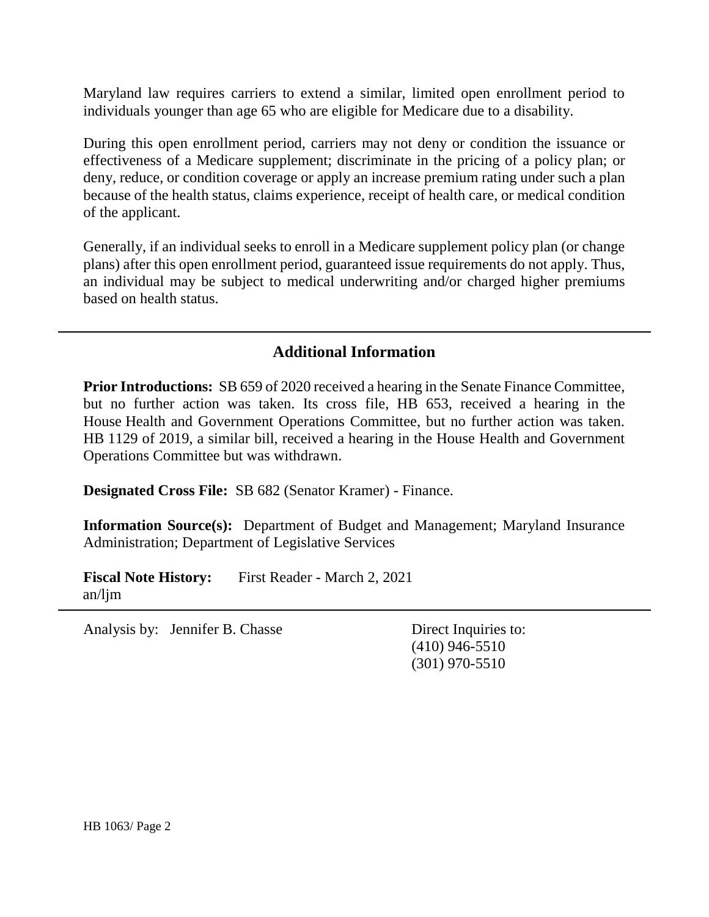Maryland law requires carriers to extend a similar, limited open enrollment period to individuals younger than age 65 who are eligible for Medicare due to a disability.

During this open enrollment period, carriers may not deny or condition the issuance or effectiveness of a Medicare supplement; discriminate in the pricing of a policy plan; or deny, reduce, or condition coverage or apply an increase premium rating under such a plan because of the health status, claims experience, receipt of health care, or medical condition of the applicant.

Generally, if an individual seeks to enroll in a Medicare supplement policy plan (or change plans) after this open enrollment period, guaranteed issue requirements do not apply. Thus, an individual may be subject to medical underwriting and/or charged higher premiums based on health status.

## Additional Information

**Prior Introductions:** SB 659 of 2020 received a hearing in the Senate Finance Committee, but no further action was taken. Its cross file, HB 653, received a hearing in the House Health and Government Operations Committee, but no further action was taken. HB 1129 of 2019, a similar bill, received a hearing in the House Health and Government Operations Committee but was withdrawn.

**Designated Cross File:** SB 682 (Senator Kramer) - Finance.

**Information Source(s):** Department of Budget and Management; Maryland Insurance Administration; Department of Legislative Services

**Fiscal Note History:** First Reader - March 2, 2021
an/ljm

Analysis by: Jennifer B. Chasse

Direct Inquiries to:
(410) 946-5510
(301) 970-5510